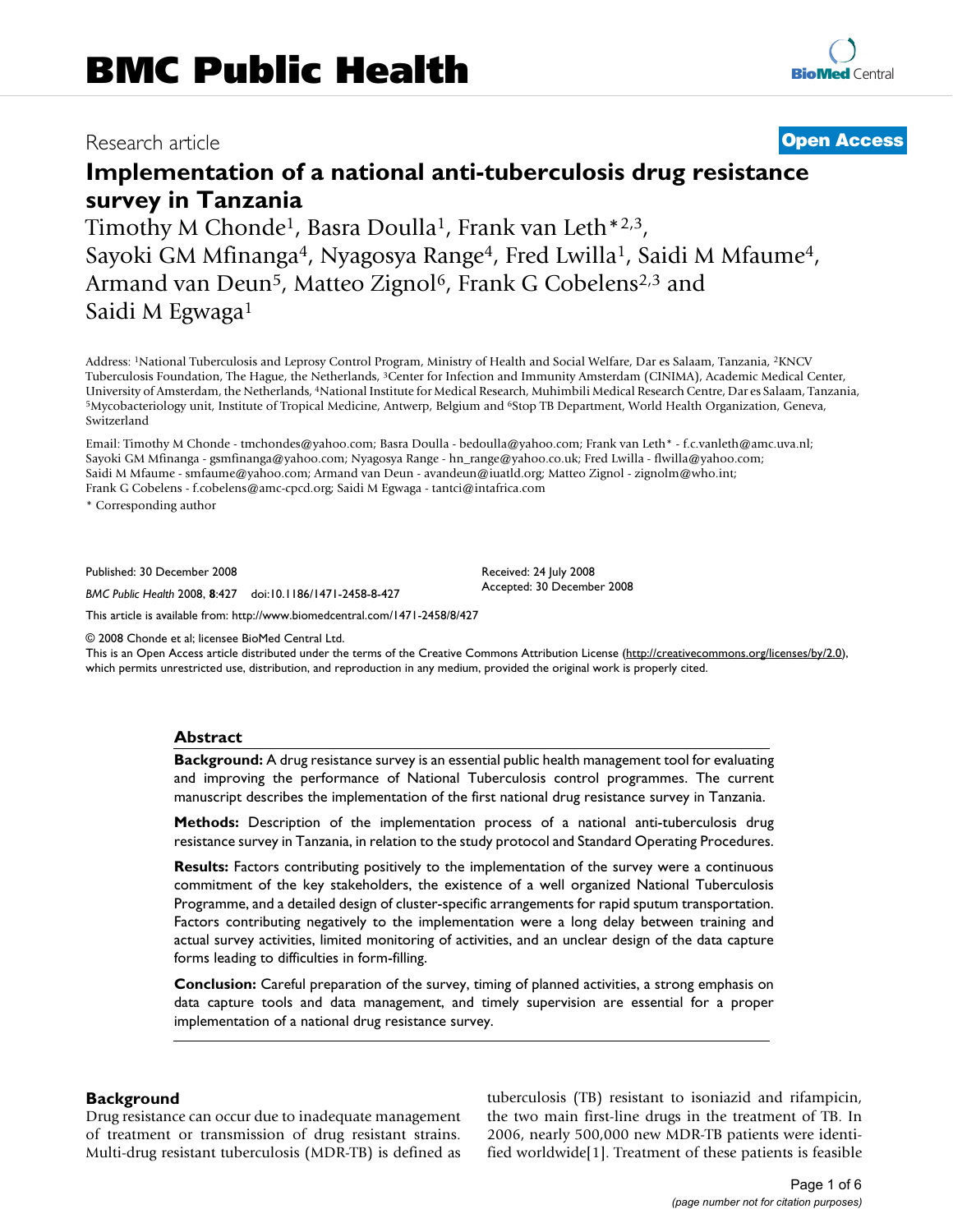# BMC Public Health

Research article

**Open Access**

# Implementation of a national anti-tuberculosis drug resistance survey in Tanzania

Timothy M Chonde[1], Basra Doulla[1], Frank van Leth*[2,3], Sayoki GM Mfinanga[4], Nyagosya Range[4], Fred Lwilla[1], Saidi M Mfaume[4], Armand van Deun[5], Matteo Zignol[6], Frank G Cobelens[2,3] and Saidi M Egwaga[1]

Address: [1]National Tuberculosis and Leprosy Control Program, Ministry of Health and Social Welfare, Dar es Salaam, Tanzania, [2]KNCV Tuberculosis Foundation, The Hague, the Netherlands, [3]Center for Infection and Immunity Amsterdam (CINIMA), Academic Medical Center, University of Amsterdam, the Netherlands, [4]National Institute for Medical Research, Muhimbili Medical Research Centre, Dar es Salaam, Tanzania, [5]Mycobacteriology unit, Institute of Tropical Medicine, Antwerp, Belgium and [6]Stop TB Department, World Health Organization, Geneva, Switzerland

Email: Timothy M Chonde - tmchondes@yahoo.com; Basra Doulla - bedoulla@yahoo.com; Frank van Leth* - f.c.vanleth@amc.uva.nl; Sayoki GM Mfinanga - gsmfinanga@yahoo.com; Nyagosya Range - hn_range@yahoo.co.uk; Fred Lwilla - flwilla@yahoo.com; Saidi M Mfaume - smfaume@yahoo.com; Armand van Deun - avandeun@iuatld.org; Matteo Zignol - zignolm@who.int; Frank G Cobelens - f.cobelens@amc-cpcd.org; Saidi M Egwaga - tantci@intafrica.com

\* Corresponding author

Published: 30 December 2008

*BMC Public Health* 2008, **8**:427 doi:10.1186/1471-2458-8-427

Received: 24 July 2008

Accepted: 30 December 2008

This article is available from: http://www.biomedcentral.com/1471-2458/8/427

© 2008 Chonde et al; licensee BioMed Central Ltd.

This is an Open Access article distributed under the terms of the Creative Commons Attribution License (http://creativecommons.org/licenses/by/2.0), which permits unrestricted use, distribution, and reproduction in any medium, provided the original work is properly cited.

## Abstract

**Background:** A drug resistance survey is an essential public health management tool for evaluating and improving the performance of National Tuberculosis control programmes. The current manuscript describes the implementation of the first national drug resistance survey in Tanzania.

**Methods:** Description of the implementation process of a national anti-tuberculosis drug resistance survey in Tanzania, in relation to the study protocol and Standard Operating Procedures.

**Results:** Factors contributing positively to the implementation of the survey were a continuous commitment of the key stakeholders, the existence of a well organized National Tuberculosis Programme, and a detailed design of cluster-specific arrangements for rapid sputum transportation. Factors contributing negatively to the implementation were a long delay between training and actual survey activities, limited monitoring of activities, and an unclear design of the data capture forms leading to difficulties in form-filling.

**Conclusion:** Careful preparation of the survey, timing of planned activities, a strong emphasis on data capture tools and data management, and timely supervision are essential for a proper implementation of a national drug resistance survey.

## Background

Drug resistance can occur due to inadequate management of treatment or transmission of drug resistant strains. Multi-drug resistant tuberculosis (MDR-TB) is defined as tuberculosis (TB) resistant to isoniazid and rifampicin, the two main first-line drugs in the treatment of TB. In 2006, nearly 500,000 new MDR-TB patients were identified worldwide[1]. Treatment of these patients is feasible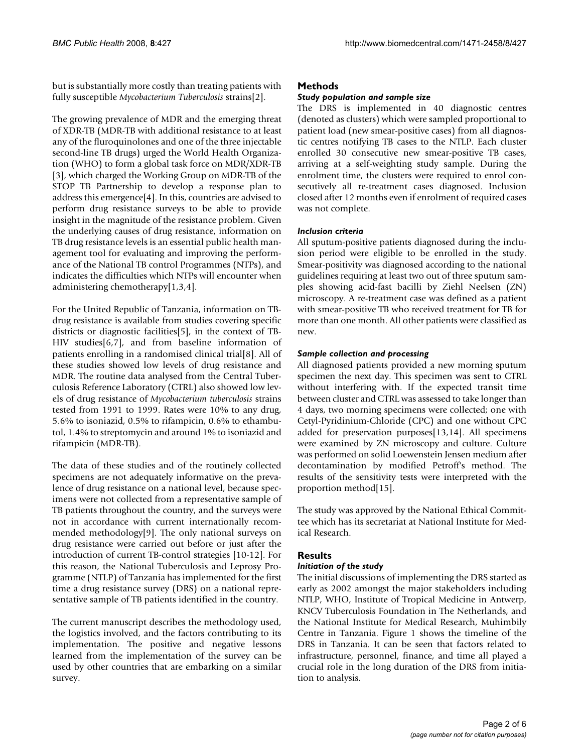but is substantially more costly than treating patients with fully susceptible *Mycobacterium Tuberculosis* strains[2].

The growing prevalence of MDR and the emerging threat of XDR-TB (MDR-TB with additional resistance to at least any of the fluroquinolones and one of the three injectable second-line TB drugs) urged the World Health Organization (WHO) to form a global task force on MDR/XDR-TB [3], which charged the Working Group on MDR-TB of the STOP TB Partnership to develop a response plan to address this emergence[4]. In this, countries are advised to perform drug resistance surveys to be able to provide insight in the magnitude of the resistance problem. Given the underlying causes of drug resistance, information on TB drug resistance levels is an essential public health management tool for evaluating and improving the performance of the National TB control Programmes (NTPs), and indicates the difficulties which NTPs will encounter when administering chemotherapy[1,3,4].

For the United Republic of Tanzania, information on TB-drug resistance is available from studies covering specific districts or diagnostic facilities[5], in the context of TB-HIV studies[6,7], and from baseline information of patients enrolling in a randomised clinical trial[8]. All of these studies showed low levels of drug resistance and MDR. The routine data analysed from the Central Tuberculosis Reference Laboratory (CTRL) also showed low levels of drug resistance of *Mycobacterium tuberculosis* strains tested from 1991 to 1999. Rates were 10% to any drug, 5.6% to isoniazid, 0.5% to rifampicin, 0.6% to ethambutol, 1.4% to streptomycin and around 1% to isoniazid and rifampicin (MDR-TB).

The data of these studies and of the routinely collected specimens are not adequately informative on the prevalence of drug resistance on a national level, because specimens were not collected from a representative sample of TB patients throughout the country, and the surveys were not in accordance with current internationally recommended methodology[9]. The only national surveys on drug resistance were carried out before or just after the introduction of current TB-control strategies [10-12]. For this reason, the National Tuberculosis and Leprosy Programme (NTLP) of Tanzania has implemented for the first time a drug resistance survey (DRS) on a national representative sample of TB patients identified in the country.

The current manuscript describes the methodology used, the logistics involved, and the factors contributing to its implementation. The positive and negative lessons learned from the implementation of the survey can be used by other countries that are embarking on a similar survey.

## Methods

### *Study population and sample size*

The DRS is implemented in 40 diagnostic centres (denoted as clusters) which were sampled proportional to patient load (new smear-positive cases) from all diagnostic centres notifying TB cases to the NTLP. Each cluster enrolled 30 consecutive new smear-positive TB cases, arriving at a self-weighting study sample. During the enrolment time, the clusters were required to enrol consecutively all re-treatment cases diagnosed. Inclusion closed after 12 months even if enrolment of required cases was not complete.

### *Inclusion criteria*

All sputum-positive patients diagnosed during the inclusion period were eligible to be enrolled in the study. Smear-positivity was diagnosed according to the national guidelines requiring at least two out of three sputum samples showing acid-fast bacilli by Ziehl Neelsen (ZN) microscopy. A re-treatment case was defined as a patient with smear-positive TB who received treatment for TB for more than one month. All other patients were classified as new.

### *Sample collection and processing*

All diagnosed patients provided a new morning sputum specimen the next day. This specimen was sent to CTRL without interfering with. If the expected transit time between cluster and CTRL was assessed to take longer than 4 days, two morning specimens were collected; one with Cetyl-Pyridinium-Chloride (CPC) and one without CPC added for preservation purposes[13,14]. All specimens were examined by ZN microscopy and culture. Culture was performed on solid Loewenstein Jensen medium after decontamination by modified Petroff's method. The results of the sensitivity tests were interpreted with the proportion method[15].

The study was approved by the National Ethical Committee which has its secretariat at National Institute for Medical Research.

## Results

### *Initiation of the study*

The initial discussions of implementing the DRS started as early as 2002 amongst the major stakeholders including NTLP, WHO, Institute of Tropical Medicine in Antwerp, KNCV Tuberculosis Foundation in The Netherlands, and the National Institute for Medical Research, Muhimbily Centre in Tanzania. Figure 1 shows the timeline of the DRS in Tanzania. It can be seen that factors related to infrastructure, personnel, finance, and time all played a crucial role in the long duration of the DRS from initiation to analysis.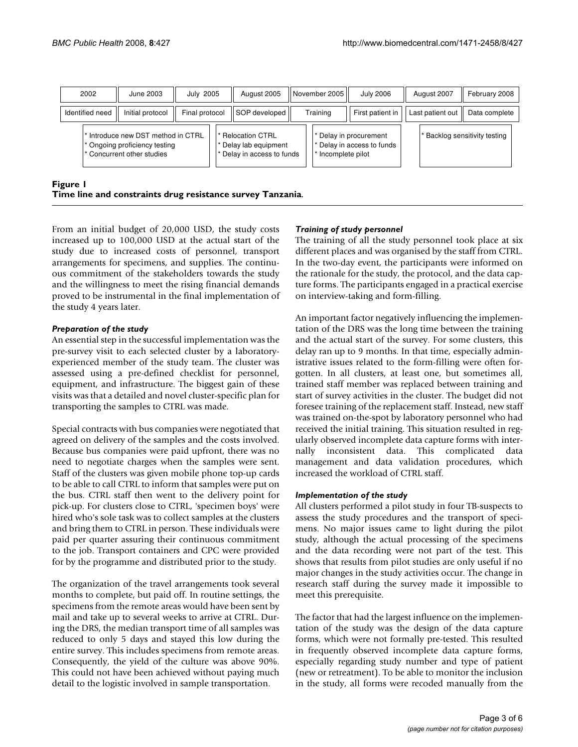2002 | June 2003 | July 2005 | August 2005 | November 2005 | July 2006 | August 2007 | February 2008

Identified need | Initial protocol | Final protocol | SOP developed | Training | First patient in | Last patient out | Data complete

* Introduce new DST method in CTRL
* Ongoing proficiency testing
* Concurrent other studies

* Relocation CTRL
* Delay lab equipment
* Delay in access to funds

* Delay in procurement
* Delay in access to funds
* Incomplete pilot

* Backlog sensitivity testing

**Figure 1**
**Time line and constraints drug resistance survey Tanzania.**

From an initial budget of 20,000 USD, the study costs increased up to 100,000 USD at the actual start of the study due to increased costs of personnel, transport arrangements for specimens, and supplies. The continuous commitment of the stakeholders towards the study and the willingness to meet the rising financial demands proved to be instrumental in the final implementation of the study 4 years later.

### *Preparation of the study*

An essential step in the successful implementation was the pre-survey visit to each selected cluster by a laboratory-experienced member of the study team. The cluster was assessed using a pre-defined checklist for personnel, equipment, and infrastructure. The biggest gain of these visits was that a detailed and novel cluster-specific plan for transporting the samples to CTRL was made.

Special contracts with bus companies were negotiated that agreed on delivery of the samples and the costs involved. Because bus companies were paid upfront, there was no need to negotiate charges when the samples were sent. Staff of the clusters was given mobile phone top-up cards to be able to call CTRL to inform that samples were put on the bus. CTRL staff then went to the delivery point for pick-up. For clusters close to CTRL, 'specimen boys' were hired who's sole task was to collect samples at the clusters and bring them to CTRL in person. These individuals were paid per quarter assuring their continuous commitment to the job. Transport containers and CPC were provided for by the programme and distributed prior to the study.

The organization of the travel arrangements took several months to complete, but paid off. In routine settings, the specimens from the remote areas would have been sent by mail and take up to several weeks to arrive at CTRL. During the DRS, the median transport time of all samples was reduced to only 5 days and stayed this low during the entire survey. This includes specimens from remote areas. Consequently, the yield of the culture was above 90%. This could not have been achieved without paying much detail to the logistic involved in sample transportation.

### *Training of study personnel*

The training of all the study personnel took place at six different places and was organised by the staff from CTRL. In the two-day event, the participants were informed on the rationale for the study, the protocol, and the data capture forms. The participants engaged in a practical exercise on interview-taking and form-filling.

An important factor negatively influencing the implementation of the DRS was the long time between the training and the actual start of the survey. For some clusters, this delay ran up to 9 months. In that time, especially administrative issues related to the form-filling were often forgotten. In all clusters, at least one, but sometimes all, trained staff member was replaced between training and start of survey activities in the cluster. The budget did not foresee training of the replacement staff. Instead, new staff was trained on-the-spot by laboratory personnel who had received the initial training. This situation resulted in regularly observed incomplete data capture forms with internally inconsistent data. This complicated data management and data validation procedures, which increased the workload of CTRL staff.

### *Implementation of the study*

All clusters performed a pilot study in four TB-suspects to assess the study procedures and the transport of specimens. No major issues came to light during the pilot study, although the actual processing of the specimens and the data recording were not part of the test. This shows that results from pilot studies are only useful if no major changes in the study activities occur. The change in research staff during the survey made it impossible to meet this prerequisite.

The factor that had the largest influence on the implementation of the study was the design of the data capture forms, which were not formally pre-tested. This resulted in frequently observed incomplete data capture forms, especially regarding study number and type of patient (new or retreatment). To be able to monitor the inclusion in the study, all forms were recoded manually from the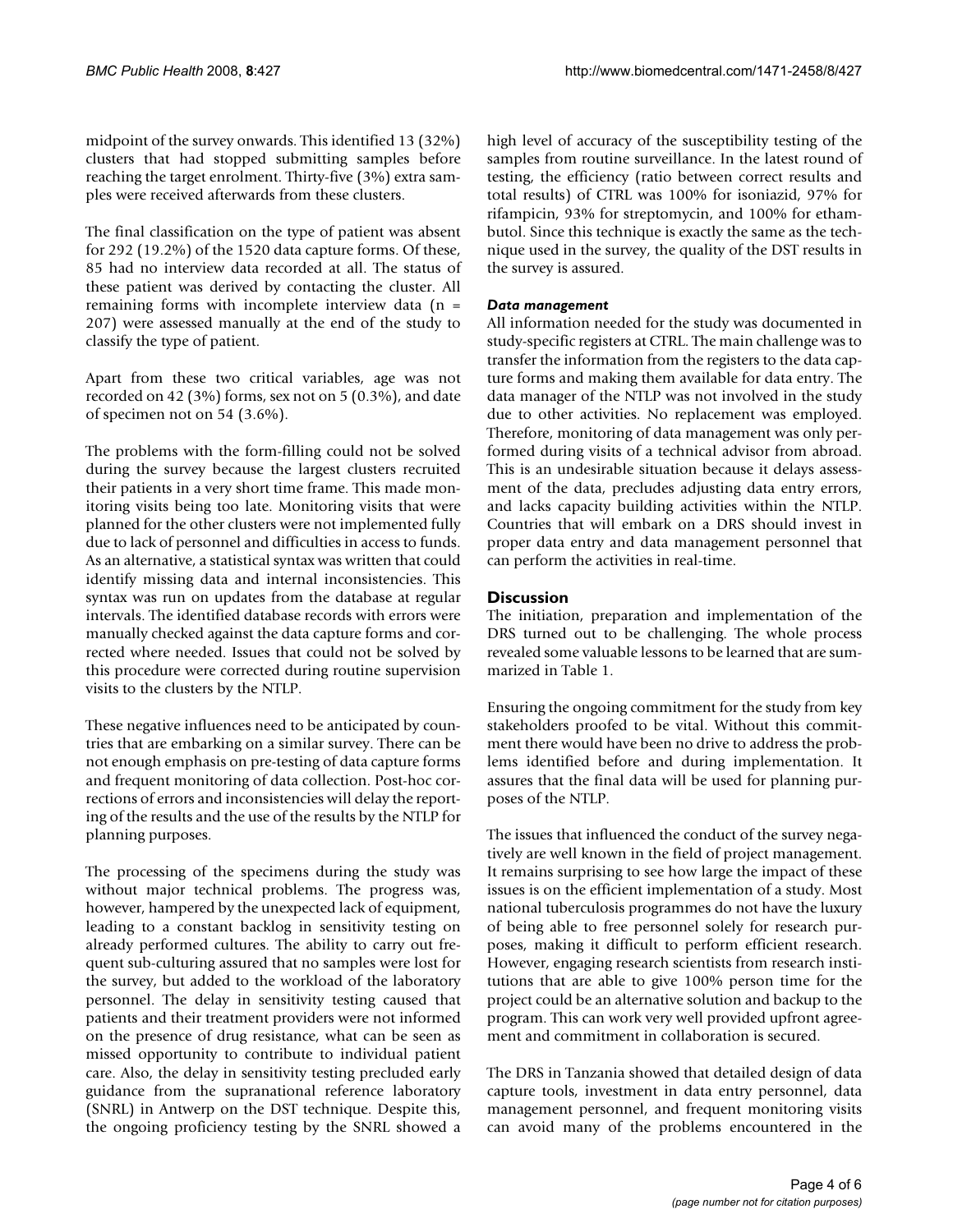midpoint of the survey onwards. This identified 13 (32%) clusters that had stopped submitting samples before reaching the target enrolment. Thirty-five (3%) extra samples were received afterwards from these clusters.

The final classification on the type of patient was absent for 292 (19.2%) of the 1520 data capture forms. Of these, 85 had no interview data recorded at all. The status of these patient was derived by contacting the cluster. All remaining forms with incomplete interview data (n = 207) were assessed manually at the end of the study to classify the type of patient.

Apart from these two critical variables, age was not recorded on 42 (3%) forms, sex not on 5 (0.3%), and date of specimen not on 54 (3.6%).

The problems with the form-filling could not be solved during the survey because the largest clusters recruited their patients in a very short time frame. This made monitoring visits being too late. Monitoring visits that were planned for the other clusters were not implemented fully due to lack of personnel and difficulties in access to funds. As an alternative, a statistical syntax was written that could identify missing data and internal inconsistencies. This syntax was run on updates from the database at regular intervals. The identified database records with errors were manually checked against the data capture forms and corrected where needed. Issues that could not be solved by this procedure were corrected during routine supervision visits to the clusters by the NTLP.

These negative influences need to be anticipated by countries that are embarking on a similar survey. There can be not enough emphasis on pre-testing of data capture forms and frequent monitoring of data collection. Post-hoc corrections of errors and inconsistencies will delay the reporting of the results and the use of the results by the NTLP for planning purposes.

The processing of the specimens during the study was without major technical problems. The progress was, however, hampered by the unexpected lack of equipment, leading to a constant backlog in sensitivity testing on already performed cultures. The ability to carry out frequent sub-culturing assured that no samples were lost for the survey, but added to the workload of the laboratory personnel. The delay in sensitivity testing caused that patients and their treatment providers were not informed on the presence of drug resistance, what can be seen as missed opportunity to contribute to individual patient care. Also, the delay in sensitivity testing precluded early guidance from the supranational reference laboratory (SNRL) in Antwerp on the DST technique. Despite this, the ongoing proficiency testing by the SNRL showed a high level of accuracy of the susceptibility testing of the samples from routine surveillance. In the latest round of testing, the efficiency (ratio between correct results and total results) of CTRL was 100% for isoniazid, 97% for rifampicin, 93% for streptomycin, and 100% for ethambutol. Since this technique is exactly the same as the technique used in the survey, the quality of the DST results in the survey is assured.

#### *Data management*

All information needed for the study was documented in study-specific registers at CTRL. The main challenge was to transfer the information from the registers to the data capture forms and making them available for data entry. The data manager of the NTLP was not involved in the study due to other activities. No replacement was employed. Therefore, monitoring of data management was only performed during visits of a technical advisor from abroad. This is an undesirable situation because it delays assessment of the data, precludes adjusting data entry errors, and lacks capacity building activities within the NTLP. Countries that will embark on a DRS should invest in proper data entry and data management personnel that can perform the activities in real-time.

## Discussion

The initiation, preparation and implementation of the DRS turned out to be challenging. The whole process revealed some valuable lessons to be learned that are summarized in Table 1.

Ensuring the ongoing commitment for the study from key stakeholders proofed to be vital. Without this commitment there would have been no drive to address the problems identified before and during implementation. It assures that the final data will be used for planning purposes of the NTLP.

The issues that influenced the conduct of the survey negatively are well known in the field of project management. It remains surprising to see how large the impact of these issues is on the efficient implementation of a study. Most national tuberculosis programmes do not have the luxury of being able to free personnel solely for research purposes, making it difficult to perform efficient research. However, engaging research scientists from research institutions that are able to give 100% person time for the project could be an alternative solution and backup to the program. This can work very well provided upfront agreement and commitment in collaboration is secured.

The DRS in Tanzania showed that detailed design of data capture tools, investment in data entry personnel, data management personnel, and frequent monitoring visits can avoid many of the problems encountered in the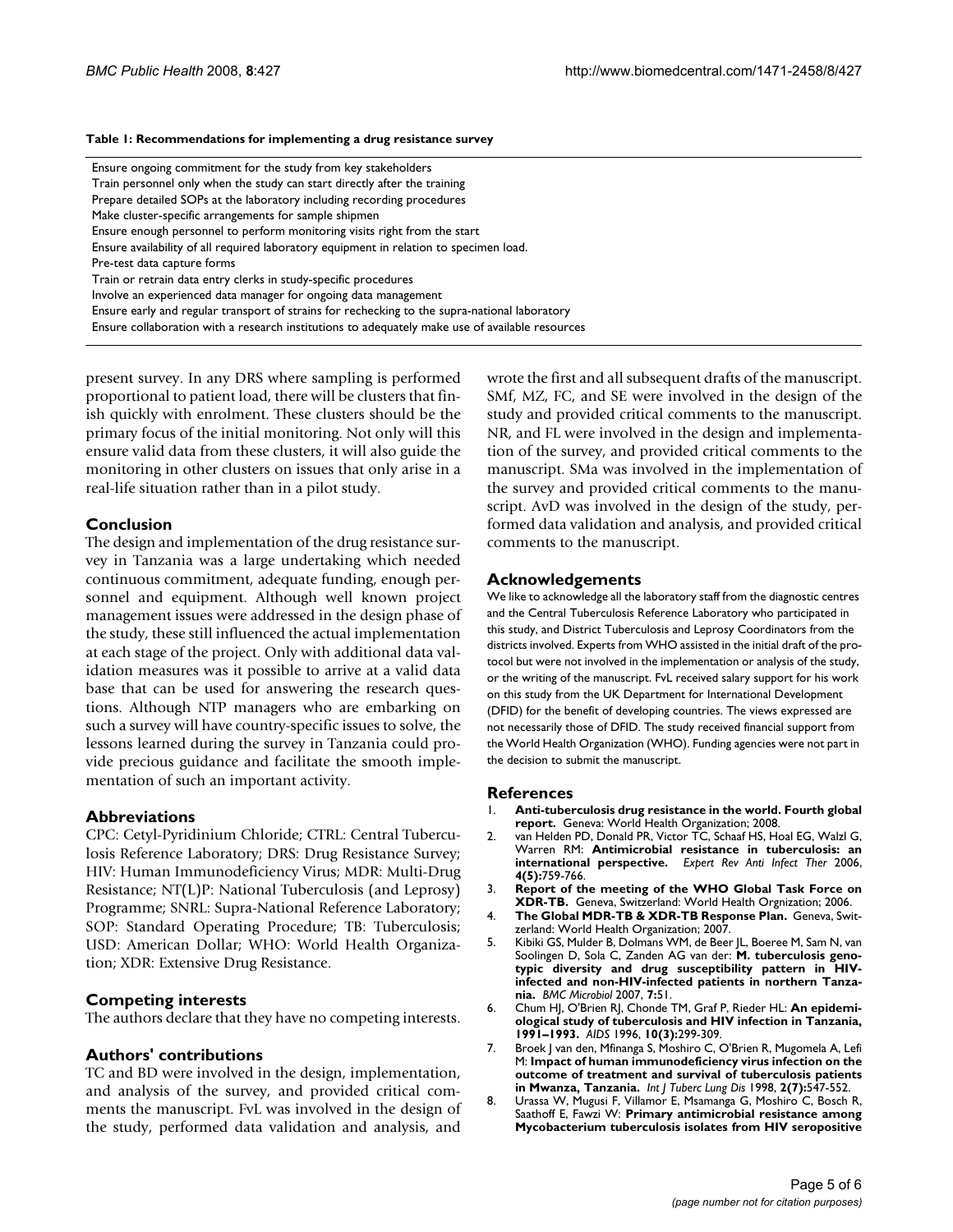**Table 1: Recommendations for implementing a drug resistance survey**

| |
|---|
| Ensure ongoing commitment for the study from key stakeholders |
| Train personnel only when the study can start directly after the training |
| Prepare detailed SOPs at the laboratory including recording procedures |
| Make cluster-specific arrangements for sample shipmen |
| Ensure enough personnel to perform monitoring visits right from the start |
| Ensure availability of all required laboratory equipment in relation to specimen load. |
| Pre-test data capture forms |
| Train or retrain data entry clerks in study-specific procedures |
| Involve an experienced data manager for ongoing data management |
| Ensure early and regular transport of strains for rechecking to the supra-national laboratory |
| Ensure collaboration with a research institutions to adequately make use of available resources |

present survey. In any DRS where sampling is performed proportional to patient load, there will be clusters that finish quickly with enrolment. These clusters should be the primary focus of the initial monitoring. Not only will this ensure valid data from these clusters, it will also guide the monitoring in other clusters on issues that only arise in a real-life situation rather than in a pilot study.

## Conclusion

The design and implementation of the drug resistance survey in Tanzania was a large undertaking which needed continuous commitment, adequate funding, enough personnel and equipment. Although well known project management issues were addressed in the design phase of the study, these still influenced the actual implementation at each stage of the project. Only with additional data validation measures was it possible to arrive at a valid data base that can be used for answering the research questions. Although NTP managers who are embarking on such a survey will have country-specific issues to solve, the lessons learned during the survey in Tanzania could provide precious guidance and facilitate the smooth implementation of such an important activity.

## Abbreviations

CPC: Cetyl-Pyridinium Chloride; CTRL: Central Tuberculosis Reference Laboratory; DRS: Drug Resistance Survey; HIV: Human Immunodeficiency Virus; MDR: Multi-Drug Resistance; NT(L)P: National Tuberculosis (and Leprosy) Programme; SNRL: Supra-National Reference Laboratory; SOP: Standard Operating Procedure; TB: Tuberculosis; USD: American Dollar; WHO: World Health Organization; XDR: Extensive Drug Resistance.

## Competing interests

The authors declare that they have no competing interests.

## Authors' contributions

TC and BD were involved in the design, implementation, and analysis of the survey, and provided critical comments the manuscript. FvL was involved in the design of the study, performed data validation and analysis, and wrote the first and all subsequent drafts of the manuscript. SMf, MZ, FC, and SE were involved in the design of the study and provided critical comments to the manuscript. NR, and FL were involved in the design and implementation of the survey, and provided critical comments to the manuscript. SMa was involved in the implementation of the survey and provided critical comments to the manuscript. AvD was involved in the design of the study, performed data validation and analysis, and provided critical comments to the manuscript.

## Acknowledgements

We like to acknowledge all the laboratory staff from the diagnostic centres and the Central Tuberculosis Reference Laboratory who participated in this study, and District Tuberculosis and Leprosy Coordinators from the districts involved. Experts from WHO assisted in the initial draft of the protocol but were not involved in the implementation or analysis of the study, or the writing of the manuscript. FvL received salary support for his work on this study from the UK Department for International Development (DFID) for the benefit of developing countries. The views expressed are not necessarily those of DFID. The study received financial support from the World Health Organization (WHO). Funding agencies were not part in the decision to submit the manuscript.

## References

1. **Anti-tuberculosis drug resistance in the world. Fourth global report.** Geneva: World Health Organization; 2008.
2. van Helden PD, Donald PR, Victor TC, Schaaf HS, Hoal EG, Walzl G, Warren RM: **Antimicrobial resistance in tuberculosis: an international perspective.** *Expert Rev Anti Infect Ther* 2006, **4(5):**759-766.
3. **Report of the meeting of the WHO Global Task Force on XDR-TB.** Geneva, Switzerland: World Health Orgnization; 2006.
4. **The Global MDR-TB & XDR-TB Response Plan.** Geneva, Switzerland: World Health Organization; 2007.
5. Kibiki GS, Mulder B, Dolmans WM, de Beer JL, Boeree M, Sam N, van Soolingen D, Sola C, Zanden AG van der: **M. tuberculosis genotypic diversity and drug susceptibility pattern in HIV-infected and non-HIV-infected patients in northern Tanzania.** *BMC Microbiol* 2007, **7:**51.
6. Chum HJ, O'Brien RJ, Chonde TM, Graf P, Rieder HL: **An epidemiological study of tuberculosis and HIV infection in Tanzania, 1991–1993.** *AIDS* 1996, **10(3):**299-309.
7. Broek J van den, Mfinanga S, Moshiro C, O'Brien R, Mugomela A, Lefi M: **Impact of human immunodeficiency virus infection on the outcome of treatment and survival of tuberculosis patients in Mwanza, Tanzania.** *Int J Tuberc Lung Dis* 1998, **2(7):**547-552.
8. Urassa W, Mugusi F, Villamor E, Msamanga G, Moshiro C, Bosch R, Saathoff E, Fawzi W: **Primary antimicrobial resistance among Mycobacterium tuberculosis isolates from HIV seropositive**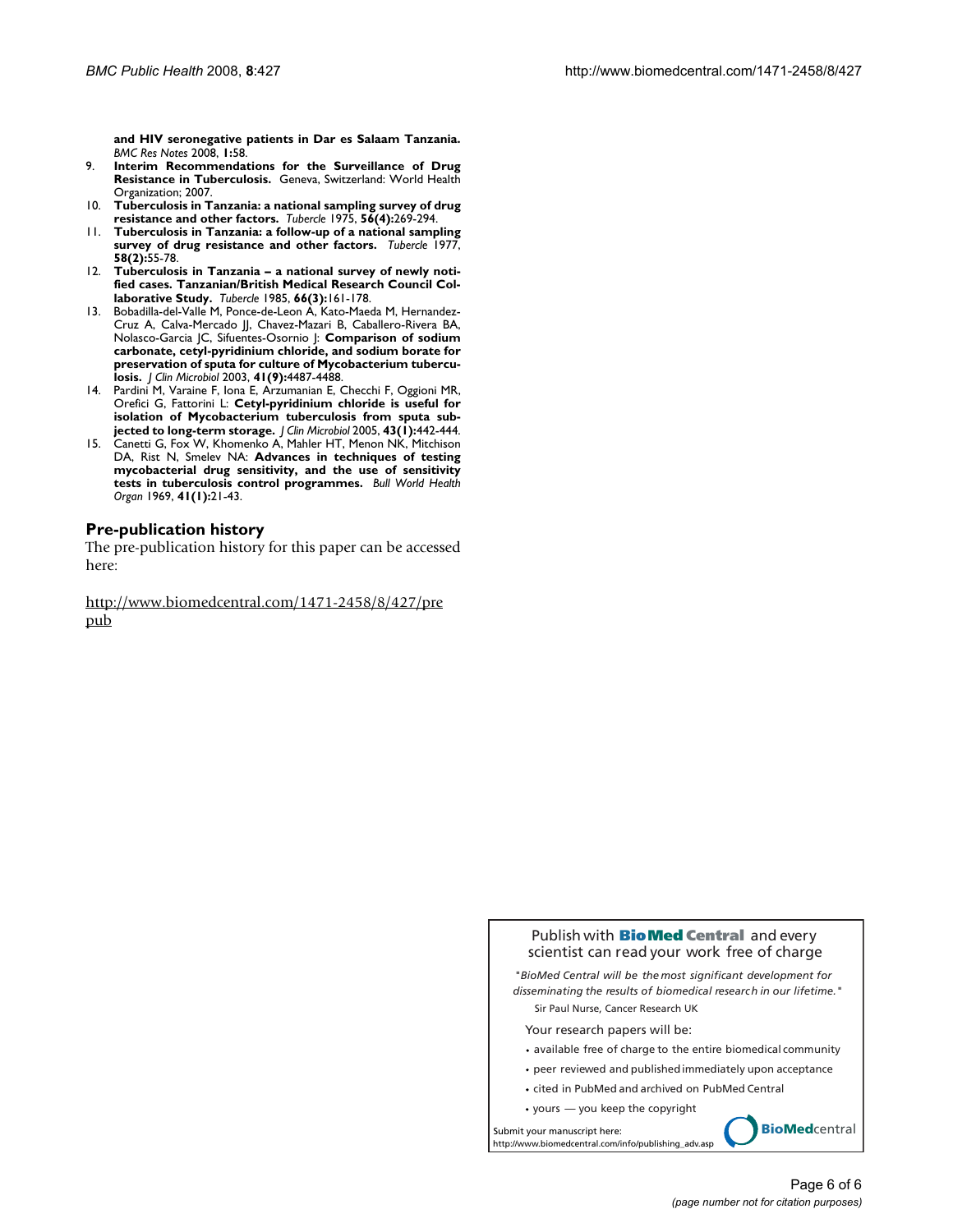and HIV seronegative patients in Dar es Salaam Tanzania. *BMC Res Notes* 2008, **1**:58.

9. **Interim Recommendations for the Surveillance of Drug Resistance in Tuberculosis.** Geneva, Switzerland: World Health Organization; 2007.
10. **Tuberculosis in Tanzania: a national sampling survey of drug resistance and other factors.** *Tubercle* 1975, **56(4):**269-294.
11. **Tuberculosis in Tanzania: a follow-up of a national sampling survey of drug resistance and other factors.** *Tubercle* 1977, **58(2):**55-78.
12. **Tuberculosis in Tanzania – a national survey of newly notified cases. Tanzanian/British Medical Research Council Collaborative Study.** *Tubercle* 1985, **66(3):**161-178.
13. Bobadilla-del-Valle M, Ponce-de-Leon A, Kato-Maeda M, Hernandez-Cruz A, Calva-Mercado JJ, Chavez-Mazari B, Caballero-Rivera BA, Nolasco-Garcia JC, Sifuentes-Osornio J: **Comparison of sodium carbonate, cetyl-pyridinium chloride, and sodium borate for preservation of sputa for culture of Mycobacterium tuberculosis.** *J Clin Microbiol* 2003, **41(9):**4487-4488.
14. Pardini M, Varaine F, Iona E, Arzumanian E, Checchi F, Oggioni MR, Orefici G, Fattorini L: **Cetyl-pyridinium chloride is useful for isolation of Mycobacterium tuberculosis from sputa subjected to long-term storage.** *J Clin Microbiol* 2005, **43(1):**442-444.
15. Canetti G, Fox W, Khomenko A, Mahler HT, Menon NK, Mitchison DA, Rist N, Smelev NA: **Advances in techniques of testing mycobacterial drug sensitivity, and the use of sensitivity tests in tuberculosis control programmes.** *Bull World Health Organ* 1969, **41(1):**21-43.

## Pre-publication history

The pre-publication history for this paper can be accessed here:

http://www.biomedcentral.com/1471-2458/8/427/prepub

Publish with **BioMed Central** and every scientist can read your work free of charge

*"BioMed Central will be the most significant development for disseminating the results of biomedical research in our lifetime."*

Sir Paul Nurse, Cancer Research UK

Your research papers will be:

- available free of charge to the entire biomedical community
- peer reviewed and published immediately upon acceptance
- cited in PubMed and archived on PubMed Central
- yours — you keep the copyright

Submit your manuscript here:
http://www.biomedcentral.com/info/publishing_adv.asp

BioMedcentral